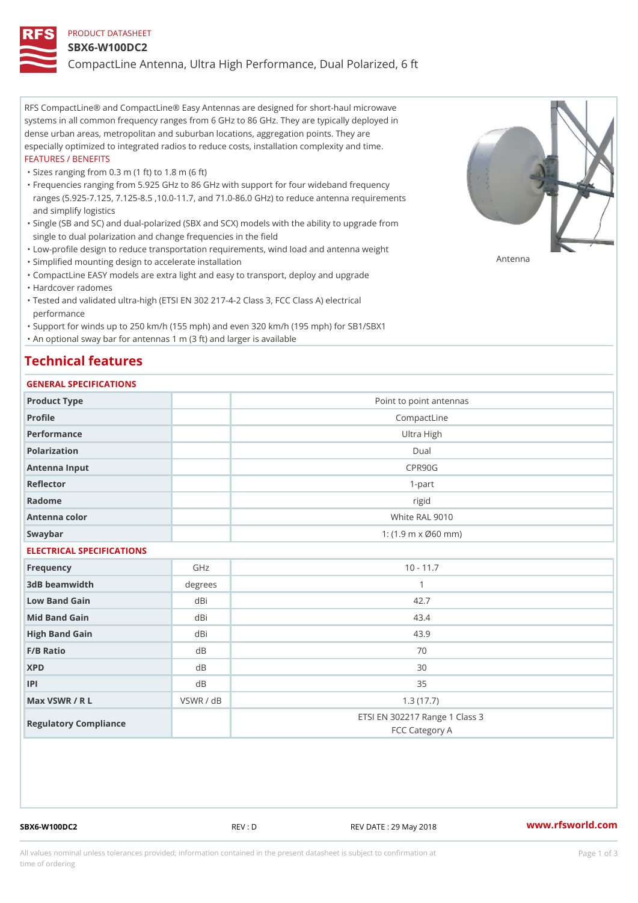PRODUCT DATASHEET

# SBX6-W100DC2

## CompactLine Antenna, Ultra High Performance, Dual Polarized, 6 ft

RFS CompactLine® and CompactLine® Easy Antennas are designed for short-haul microwave systems in all common frequency ranges from 6 GHz to 86 GHz. They are typically deployed in dense urban areas, metropolitan and suburban locations, aggregation points. They are especially optimized to integrated radios to reduce costs, installation complexity and time.

FEATURES / BENEFITS

- Sizes ranging from 0.3 m (1 ft) to 1.8 m (6 ft)
- Frequencies ranging from 5.925 GHz to 86 GHz with support for four wideband frequency ranges (5.925-7.125, 7.125-8.5 ,10.0-11.7, and 71.0-86.0 GHz) to reduce antenna requirements and simplify logistics
- Single (SB and SC) and dual-polarized (SBX and SCX) models with the ability to upgrade from single to dual polarization and change frequencies in the field
- Low-profile design to reduce transportation requirements, wind load and antenna weight
- Simplified mounting design to accelerate installation
- CompactLine EASY models are extra light and easy to transport, deploy and upgrade
- Hardcover radomes
- Tested and validated ultra-high (ETSI EN 302 217-4-2 Class 3, FCC Class A) electrical performance
- Support for winds up to 250 km/h (155 mph) and even 320 km/h (195 mph) for SB1/SBX1
- An optional sway bar for antennas 1 m (3 ft) and larger is available

Antenna

## Technical features

### GENERAL SPECIFICATIONS

| | | |
|---|---|---|
| Product Type | | Point to point antennas |
| Profile | | CompactLine |
| Performance | | Ultra High |
| Polarization | | Dual |
| Antenna Input | | CPR90G |
| Reflector | | 1-part |
| Radome | | rigid |
| Antenna color | | White RAL 9010 |
| Swaybar | | 1: (1.9 m x Ø60 mm) |

### ELECTRICAL SPECIFICATIONS

| | | |
|---|---|---|
| Frequency | GHz | 10 - 11.7 |
| 3dB beamwidth | degrees | 1 |
| Low Band Gain | dBi | 42.7 |
| Mid Band Gain | dBi | 43.4 |
| High Band Gain | dBi | 43.9 |
| F/B Ratio | dB | 70 |
| XPD | dB | 30 |
| IPI | dB | 35 |
| Max VSWR / R L | VSWR / dB | 1.3 (17.7) |
| Regulatory Compliance | | ETSI EN 302217 Range 1 Class 3<br>FCC Category A |

SBX6-W100DC2 REV : D REV DATE : 29 May 2018 www.rfsworld.com

All values nominal unless tolerances provided; information contained in the present datasheet is subject to confirmation at time of ordering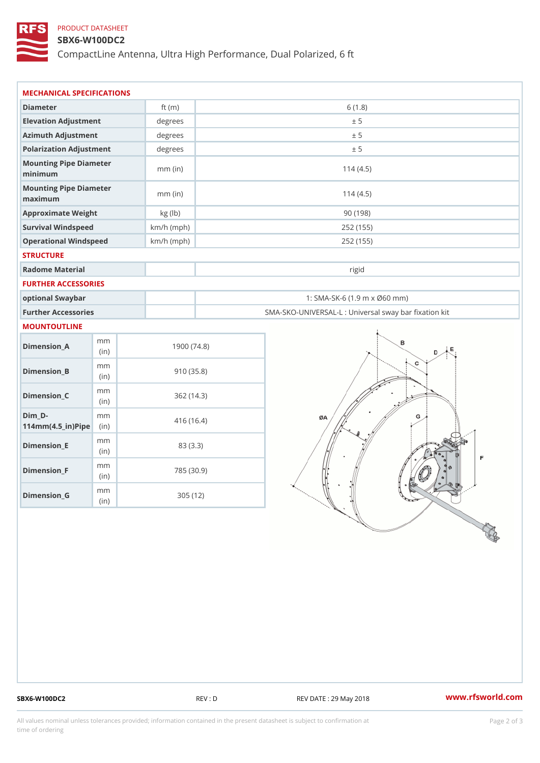PRODUCT DATASHEET

# SBX6-W100DC2

CompactLine Antenna, Ultra High Performance, Dual Polarized, 6 ft

## MECHANICAL SPECIFICATIONS

| | | |
|---|---|---|
| Diameter | ft (m) | 6 (1.8) |
| Elevation Adjustment | degrees | ± 5 |
| Azimuth Adjustment | degrees | ± 5 |
| Polarization Adjustment | degrees | ± 5 |
| Mounting Pipe Diameter minimum | mm (in) | 114 (4.5) |
| Mounting Pipe Diameter maximum | mm (in) | 114 (4.5) |
| Approximate Weight | kg (lb) | 90 (198) |
| Survival Windspeed | km/h (mph) | 252 (155) |
| Operational Windspeed | km/h (mph) | 252 (155) |

## STRUCTURE

| | | |
|---|---|---|
| Radome Material | | rigid |

## FURTHER ACCESSORIES

| | | |
|---|---|---|
| optional Swaybar | | 1: SMA-SK-6 (1.9 m x Ø60 mm) |
| Further Accessories | | SMA-SKO-UNIVERSAL-L : Universal sway bar fixation kit |

## MOUNTOUTLINE

| | | |
|---|---|---|
| Dimension_A | mm (in) | 1900 (74.8) |
| Dimension_B | mm (in) | 910 (35.8) |
| Dimension_C | mm (in) | 362 (14.3) |
| Dim_D-114mm(4.5_in)Pipe | mm (in) | 416 (16.4) |
| Dimension_E | mm (in) | 83 (3.3) |
| Dimension_F | mm (in) | 785 (30.9) |
| Dimension_G | mm (in) | 305 (12) |

SBX6-W100DC2 REV : D REV DATE : 29 May 2018 www.rfsworld.com

All values nominal unless tolerances provided; information contained in the present datasheet is subject to confirmation at time of ordering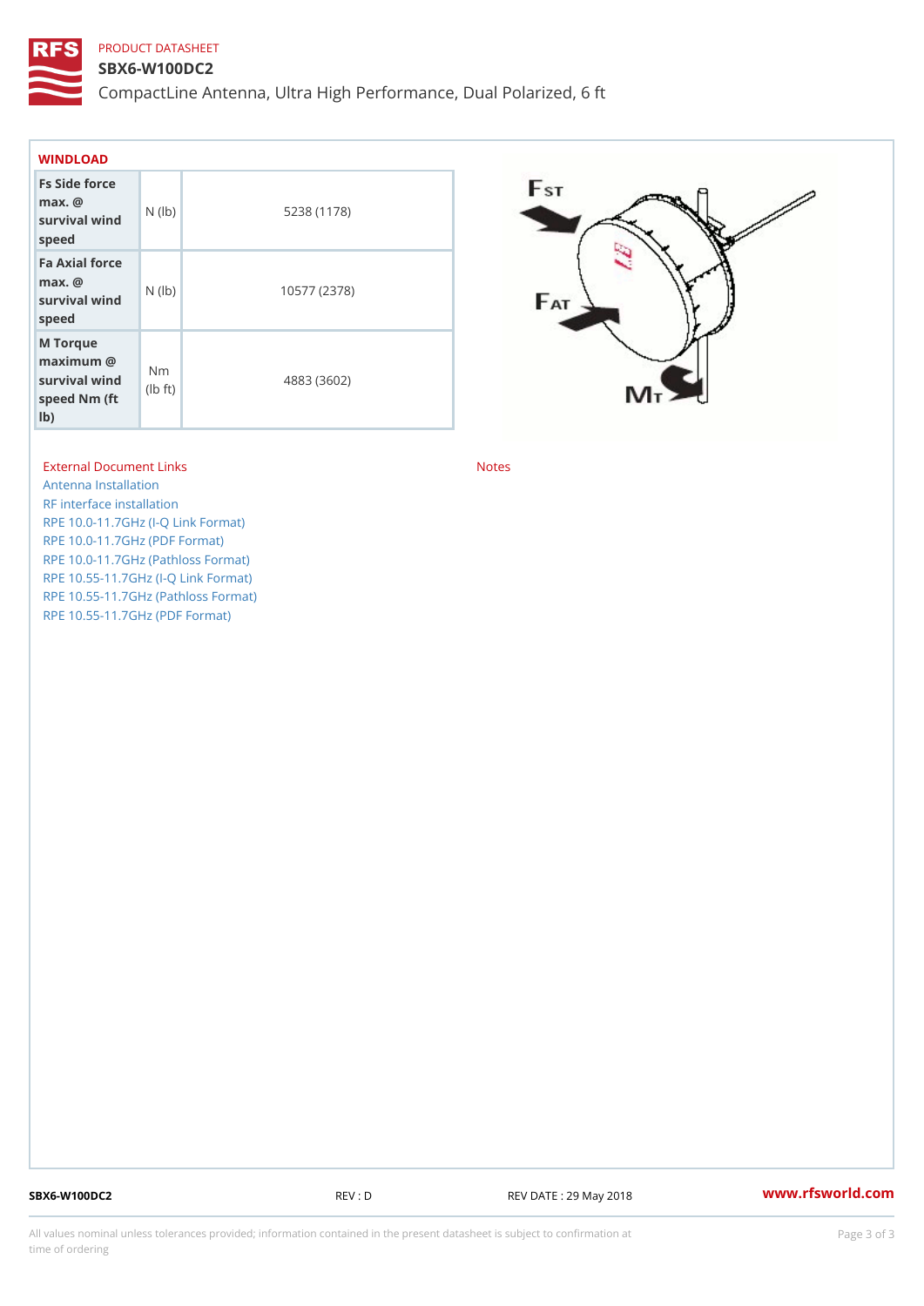PRODUCT DATASHEET

# SBX6-W100DC2

CompactLine Antenna, Ultra High Performance, Dual Polarized, 6 ft

## WINDLOAD

| | | |
|---|---|---|
| Fs Side force max. @ survival wind speed | N (lb) | 5238 (1178) |
| Fa Axial force max. @ survival wind speed | N (lb) | 10577 (2378) |
| M Torque maximum @ survival wind speed Nm (ft lb) | Nm (lb ft) | 4883 (3602) |

FST

FAT

MT

### External Document Links

Antenna Installation

RF interface installation

RPE 10.0-11.7GHz (I-Q Link Format)

RPE 10.0-11.7GHz (PDF Format)

RPE 10.0-11.7GHz (Pathloss Format)

RPE 10.55-11.7GHz (I-Q Link Format)

RPE 10.55-11.7GHz (Pathloss Format)

RPE 10.55-11.7GHz (PDF Format)

### Notes

SBX6-W100DC2 REV : D REV DATE : 29 May 2018 www.rfsworld.com

All values nominal unless tolerances provided; information contained in the present datasheet is subject to confirmation at time of ordering